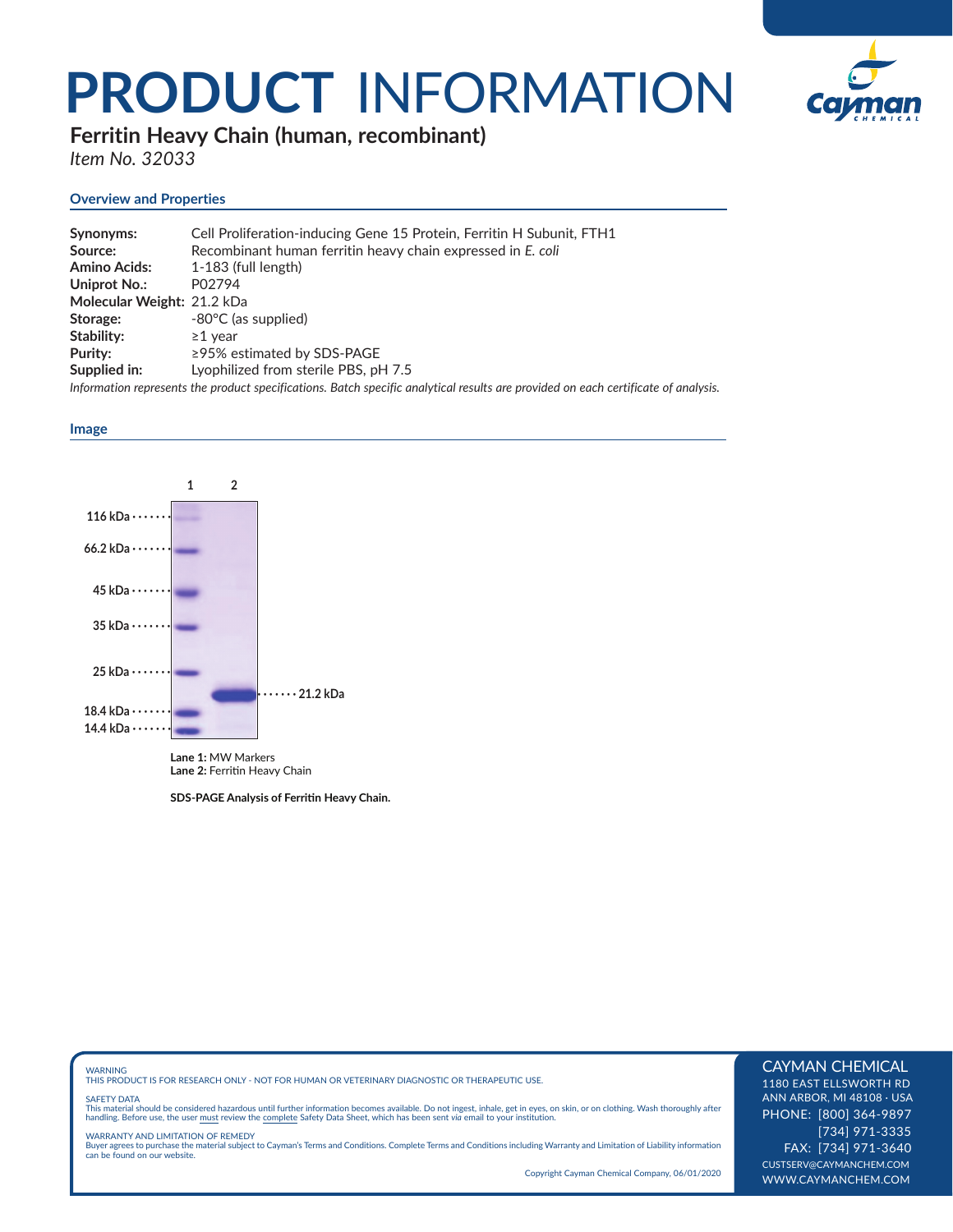# PRODUCT INFORMATION

## Ferritin Heavy Chain (human, recombinant)

*Item No. 32033*

### Overview and Properties

**Synonyms:** Cell Proliferation-inducing Gene 15 Protein, Ferritin H Subunit, FTH1
**Source:** Recombinant human ferritin heavy chain expressed in *E. coli*
**Amino Acids:** 1-183 (full length)
**Uniprot No.:** P02794
**Molecular Weight:** 21.2 kDa
**Storage:** -80°C (as supplied)
**Stability:** ≥1 year
**Purity:** ≥95% estimated by SDS-PAGE
**Supplied in:** Lyophilized from sterile PBS, pH 7.5

*Information represents the product specifications. Batch specific analytical results are provided on each certificate of analysis.*

### Image

1 2

116 kDa
66.2 kDa
45 kDa
35 kDa
25 kDa
18.4 kDa
14.4 kDa

21.2 kDa

**Lane 1:** MW Markers
**Lane 2:** Ferritin Heavy Chain

**SDS-PAGE Analysis of Ferritin Heavy Chain.**

WARNING
THIS PRODUCT IS FOR RESEARCH ONLY - NOT FOR HUMAN OR VETERINARY DIAGNOSTIC OR THERAPEUTIC USE.

SAFETY DATA
This material should be considered hazardous until further information becomes available. Do not ingest, inhale, get in eyes, on skin, or on clothing. Wash thoroughly after handling. Before use, the user must review the complete Safety Data Sheet, which has been sent *via* email to your institution.

WARRANTY AND LIMITATION OF REMEDY
Buyer agrees to purchase the material subject to Cayman's Terms and Conditions. Complete Terms and Conditions including Warranty and Limitation of Liability information can be found on our website.

Copyright Cayman Chemical Company, 06/01/2020

CAYMAN CHEMICAL
1180 EAST ELLSWORTH RD
ANN ARBOR, MI 48108 · USA
PHONE: [800] 364-9897
[734] 971-3335
FAX: [734] 971-3640
CUSTSERV@CAYMANCHEM.COM
WWW.CAYMANCHEM.COM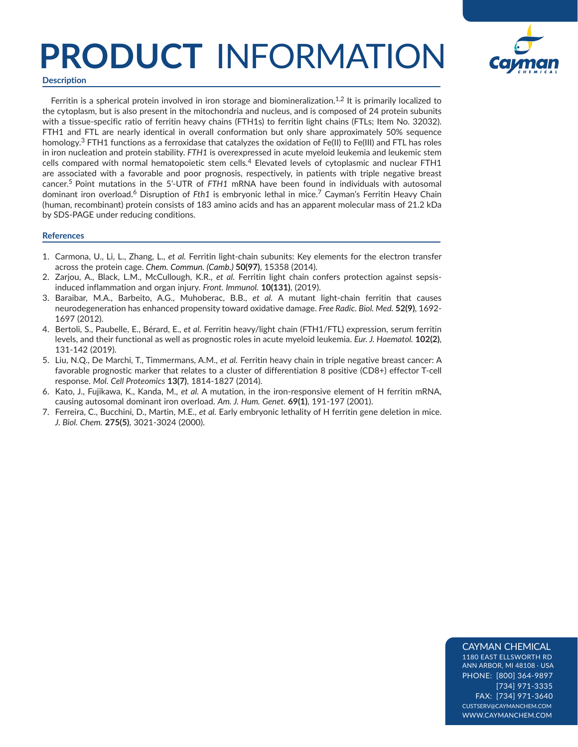# PRODUCT INFORMATION

## Description

Ferritin is a spherical protein involved in iron storage and biomineralization.[1,2] It is primarily localized to the cytoplasm, but is also present in the mitochondria and nucleus, and is composed of 24 protein subunits with a tissue-specific ratio of ferritin heavy chains (FTH1s) to ferritin light chains (FTLs; Item No. 32032). FTH1 and FTL are nearly identical in overall conformation but only share approximately 50% sequence homology.[3] FTH1 functions as a ferroxidase that catalyzes the oxidation of Fe(II) to Fe(III) and FTL has roles in iron nucleation and protein stability. *FTH1* is overexpressed in acute myeloid leukemia and leukemic stem cells compared with normal hematopoietic stem cells.[4] Elevated levels of cytoplasmic and nuclear FTH1 are associated with a favorable and poor prognosis, respectively, in patients with triple negative breast cancer.[5] Point mutations in the 5'-UTR of *FTH1* mRNA have been found in individuals with autosomal dominant iron overload.[6] Disruption of *Fth1* is embryonic lethal in mice.[7] Cayman's Ferritin Heavy Chain (human, recombinant) protein consists of 183 amino acids and has an apparent molecular mass of 21.2 kDa by SDS-PAGE under reducing conditions.

## References

1. Carmona, U., Li, L., Zhang, L., *et al.* Ferritin light-chain subunits: Key elements for the electron transfer across the protein cage. *Chem. Commun. (Camb.)* **50(97)**, 15358 (2014).
2. Zarjou, A., Black, L.M., McCullough, K.R., *et al.* Ferritin light chain confers protection against sepsis-induced inflammation and organ injury. *Front. Immunol.* **10(131)**, (2019).
3. Baraibar, M.A., Barbeito, A.G., Muhoberac, B.B., *et al.* A mutant light-chain ferritin that causes neurodegeneration has enhanced propensity toward oxidative damage. *Free Radic. Biol. Med.* **52(9)**, 1692-1697 (2012).
4. Bertoli, S., Paubelle, E., Bérard, E., *et al.* Ferritin heavy/light chain (FTH1/FTL) expression, serum ferritin levels, and their functional as well as prognostic roles in acute myeloid leukemia. *Eur. J. Haematol.* **102(2)**, 131-142 (2019).
5. Liu, N.Q., De Marchi, T., Timmermans, A.M., *et al.* Ferritin heavy chain in triple negative breast cancer: A favorable prognostic marker that relates to a cluster of differentiation 8 positive (CD8+) effector T-cell response. *Mol. Cell Proteomics* **13(7)**, 1814-1827 (2014).
6. Kato, J., Fujikawa, K., Kanda, M., *et al.* A mutation, in the iron-responsive element of H ferritin mRNA, causing autosomal dominant iron overload. *Am. J. Hum. Genet.* **69(1)**, 191-197 (2001).
7. Ferreira, C., Bucchini, D., Martin, M.E., *et al.* Early embryonic lethality of H ferritin gene deletion in mice. *J. Biol. Chem.* **275(5)**, 3021-3024 (2000).

CAYMAN CHEMICAL
1180 EAST ELLSWORTH RD
ANN ARBOR, MI 48108 · USA
PHONE: [800] 364-9897
[734] 971-3335
FAX: [734] 971-3640
CUSTSERV@CAYMANCHEM.COM
WWW.CAYMANCHEM.COM